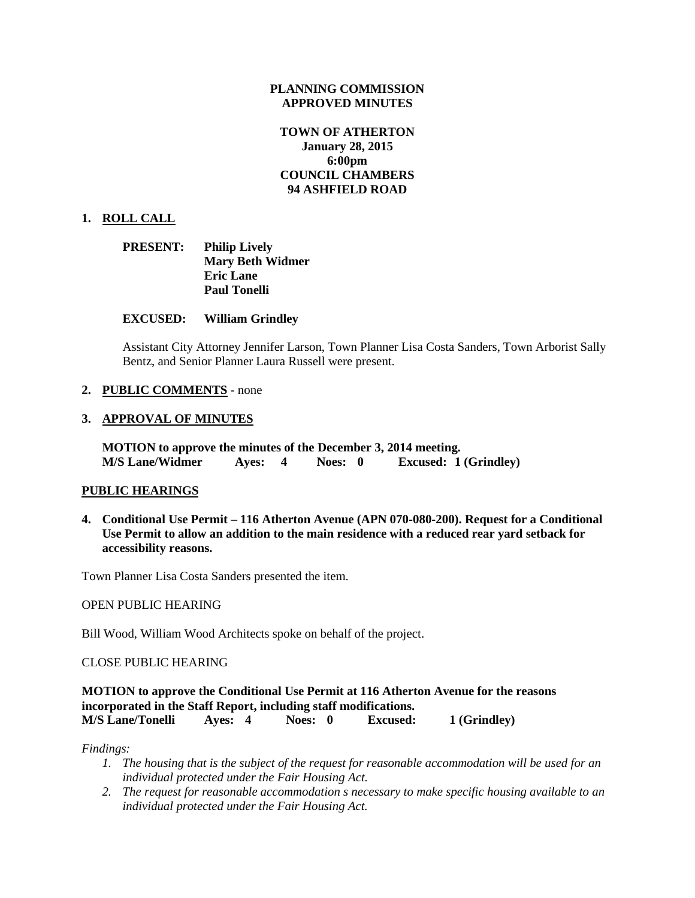**PLANNING COMMISSION**
**APPROVED MINUTES**

**TOWN OF ATHERTON**
**January 28, 2015**
**6:00pm**
**COUNCIL CHAMBERS**
**94 ASHFIELD ROAD**

**1. ROLL CALL**

**PRESENT:** **Philip Lively**
**Mary Beth Widmer**
**Eric Lane**
**Paul Tonelli**

**EXCUSED:** **William Grindley**

Assistant City Attorney Jennifer Larson, Town Planner Lisa Costa Sanders, Town Arborist Sally Bentz, and Senior Planner Laura Russell were present.

**2. PUBLIC COMMENTS** - none

**3. APPROVAL OF MINUTES**

**MOTION to approve the minutes of the December 3, 2014 meeting.**
**M/S Lane/Widmer Ayes: 4 Noes: 0 Excused: 1 (Grindley)**

**PUBLIC HEARINGS**

**4. Conditional Use Permit – 116 Atherton Avenue (APN 070-080-200). Request for a Conditional Use Permit to allow an addition to the main residence with a reduced rear yard setback for accessibility reasons.**

Town Planner Lisa Costa Sanders presented the item.

OPEN PUBLIC HEARING

Bill Wood, William Wood Architects spoke on behalf of the project.

CLOSE PUBLIC HEARING

**MOTION to approve the Conditional Use Permit at 116 Atherton Avenue for the reasons incorporated in the Staff Report, including staff modifications.**
**M/S Lane/Tonelli Ayes: 4 Noes: 0 Excused: 1 (Grindley)**

*Findings:*

1. *The housing that is the subject of the request for reasonable accommodation will be used for an individual protected under the Fair Housing Act.*
2. *The request for reasonable accommodation s necessary to make specific housing available to an individual protected under the Fair Housing Act.*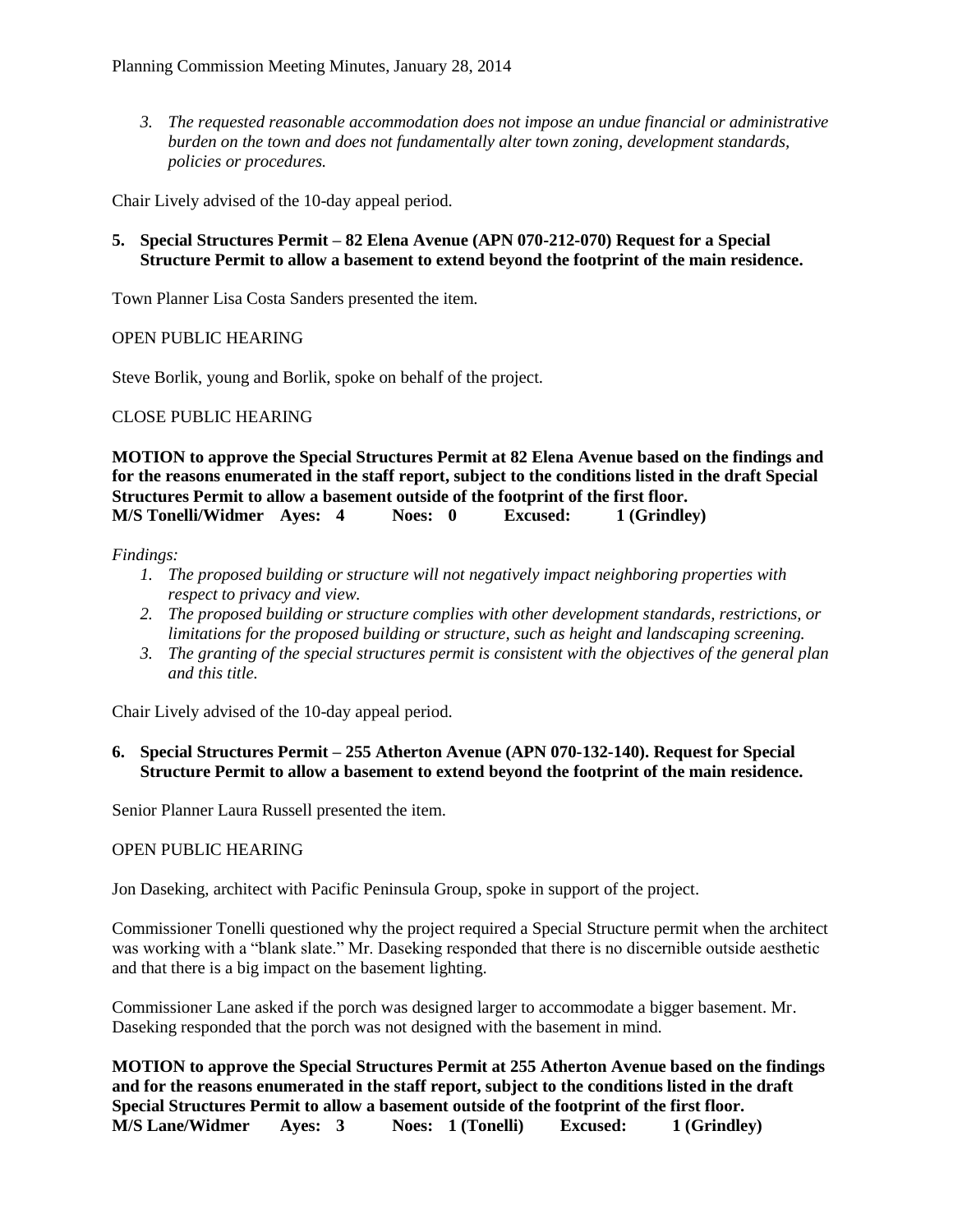*3. The requested reasonable accommodation does not impose an undue financial or administrative burden on the town and does not fundamentally alter town zoning, development standards, policies or procedures.*

Chair Lively advised of the 10-day appeal period.

**5. Special Structures Permit – 82 Elena Avenue (APN 070-212-070) Request for a Special Structure Permit to allow a basement to extend beyond the footprint of the main residence.**

Town Planner Lisa Costa Sanders presented the item.

OPEN PUBLIC HEARING

Steve Borlik, young and Borlik, spoke on behalf of the project.

CLOSE PUBLIC HEARING

**MOTION to approve the Special Structures Permit at 82 Elena Avenue based on the findings and for the reasons enumerated in the staff report, subject to the conditions listed in the draft Special Structures Permit to allow a basement outside of the footprint of the first floor.**
**M/S Tonelli/Widmer Ayes: 4 Noes: 0 Excused: 1 (Grindley)**

*Findings:*

1. *The proposed building or structure will not negatively impact neighboring properties with respect to privacy and view.*
2. *The proposed building or structure complies with other development standards, restrictions, or limitations for the proposed building or structure, such as height and landscaping screening.*
3. *The granting of the special structures permit is consistent with the objectives of the general plan and this title.*

Chair Lively advised of the 10-day appeal period.

**6. Special Structures Permit – 255 Atherton Avenue (APN 070-132-140). Request for Special Structure Permit to allow a basement to extend beyond the footprint of the main residence.**

Senior Planner Laura Russell presented the item.

OPEN PUBLIC HEARING

Jon Daseking, architect with Pacific Peninsula Group, spoke in support of the project.

Commissioner Tonelli questioned why the project required a Special Structure permit when the architect was working with a "blank slate." Mr. Daseking responded that there is no discernible outside aesthetic and that there is a big impact on the basement lighting.

Commissioner Lane asked if the porch was designed larger to accommodate a bigger basement. Mr. Daseking responded that the porch was not designed with the basement in mind.

**MOTION to approve the Special Structures Permit at 255 Atherton Avenue based on the findings and for the reasons enumerated in the staff report, subject to the conditions listed in the draft Special Structures Permit to allow a basement outside of the footprint of the first floor.**
**M/S Lane/Widmer Ayes: 3 Noes: 1 (Tonelli) Excused: 1 (Grindley)**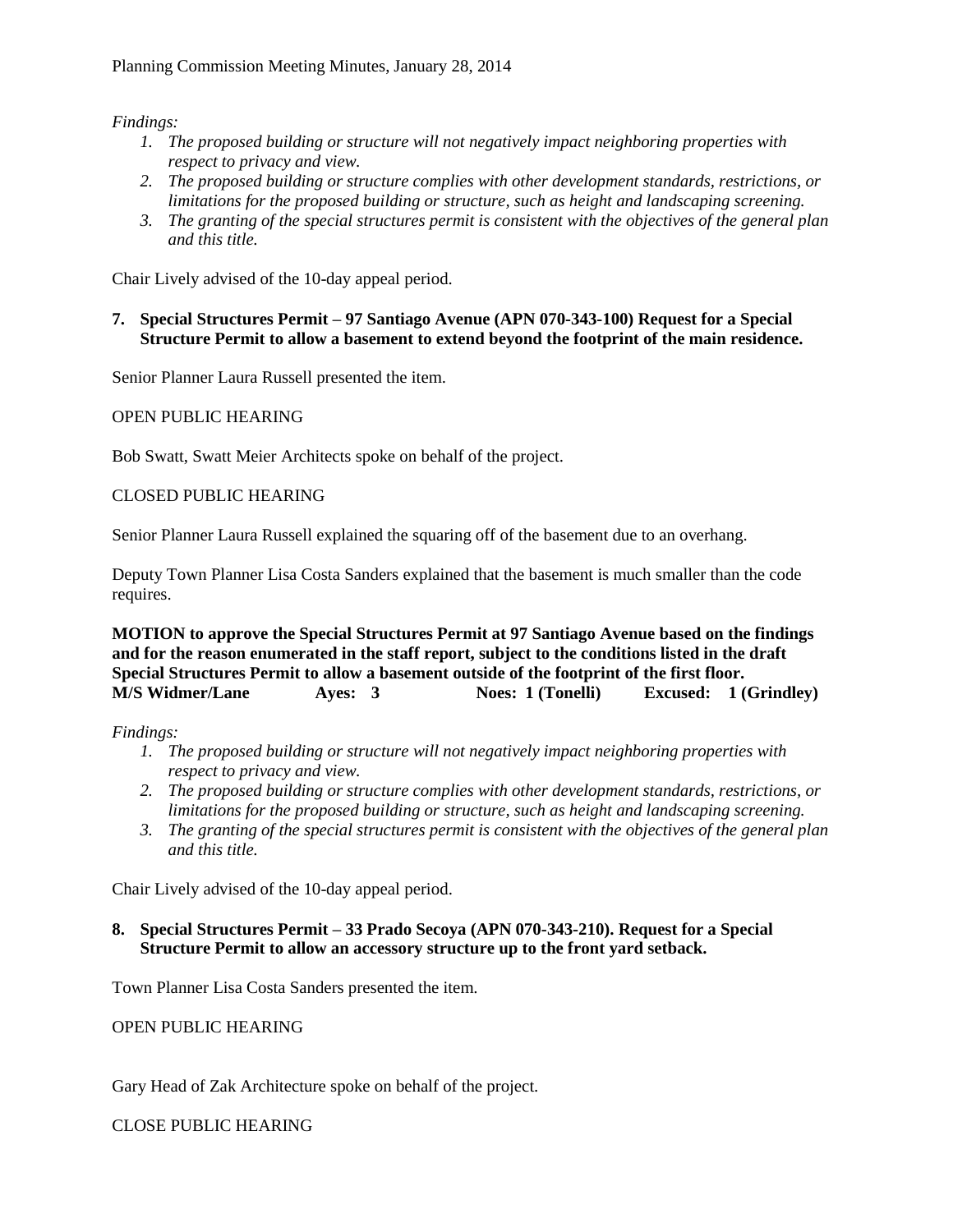*Findings:*

1. *The proposed building or structure will not negatively impact neighboring properties with respect to privacy and view.*
2. *The proposed building or structure complies with other development standards, restrictions, or limitations for the proposed building or structure, such as height and landscaping screening.*
3. *The granting of the special structures permit is consistent with the objectives of the general plan and this title.*

Chair Lively advised of the 10-day appeal period.

**7. Special Structures Permit – 97 Santiago Avenue (APN 070-343-100) Request for a Special Structure Permit to allow a basement to extend beyond the footprint of the main residence.**

Senior Planner Laura Russell presented the item.

OPEN PUBLIC HEARING

Bob Swatt, Swatt Meier Architects spoke on behalf of the project.

CLOSED PUBLIC HEARING

Senior Planner Laura Russell explained the squaring off of the basement due to an overhang.

Deputy Town Planner Lisa Costa Sanders explained that the basement is much smaller than the code requires.

**MOTION to approve the Special Structures Permit at 97 Santiago Avenue based on the findings and for the reason enumerated in the staff report, subject to the conditions listed in the draft Special Structures Permit to allow a basement outside of the footprint of the first floor.**
**M/S Widmer/Lane Ayes: 3 Noes: 1 (Tonelli) Excused: 1 (Grindley)**

*Findings:*

1. *The proposed building or structure will not negatively impact neighboring properties with respect to privacy and view.*
2. *The proposed building or structure complies with other development standards, restrictions, or limitations for the proposed building or structure, such as height and landscaping screening.*
3. *The granting of the special structures permit is consistent with the objectives of the general plan and this title.*

Chair Lively advised of the 10-day appeal period.

**8. Special Structures Permit – 33 Prado Secoya (APN 070-343-210). Request for a Special Structure Permit to allow an accessory structure up to the front yard setback.**

Town Planner Lisa Costa Sanders presented the item.

OPEN PUBLIC HEARING

Gary Head of Zak Architecture spoke on behalf of the project.

CLOSE PUBLIC HEARING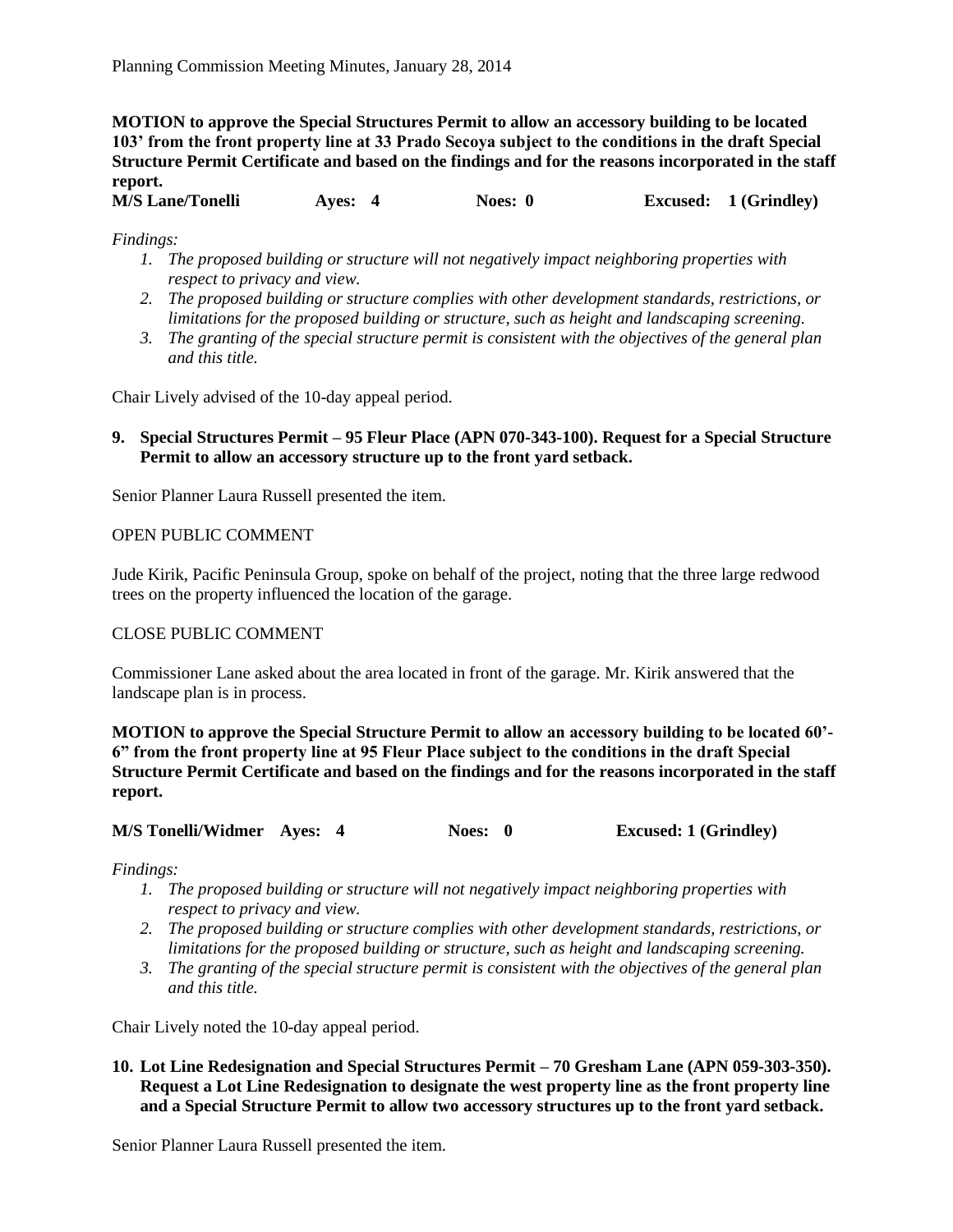**MOTION to approve the Special Structures Permit to allow an accessory building to be located 103' from the front property line at 33 Prado Secoya subject to the conditions in the draft Special Structure Permit Certificate and based on the findings and for the reasons incorporated in the staff report.**

**M/S Lane/Tonelli Ayes: 4 Noes: 0 Excused: 1 (Grindley)**

*Findings:*

1. *The proposed building or structure will not negatively impact neighboring properties with respect to privacy and view.*
2. *The proposed building or structure complies with other development standards, restrictions, or limitations for the proposed building or structure, such as height and landscaping screening.*
3. *The granting of the special structure permit is consistent with the objectives of the general plan and this title.*

Chair Lively advised of the 10-day appeal period.

**9. Special Structures Permit – 95 Fleur Place (APN 070-343-100). Request for a Special Structure Permit to allow an accessory structure up to the front yard setback.**

Senior Planner Laura Russell presented the item.

OPEN PUBLIC COMMENT

Jude Kirik, Pacific Peninsula Group, spoke on behalf of the project, noting that the three large redwood trees on the property influenced the location of the garage.

CLOSE PUBLIC COMMENT

Commissioner Lane asked about the area located in front of the garage. Mr. Kirik answered that the landscape plan is in process.

**MOTION to approve the Special Structure Permit to allow an accessory building to be located 60'-6" from the front property line at 95 Fleur Place subject to the conditions in the draft Special Structure Permit Certificate and based on the findings and for the reasons incorporated in the staff report.**

**M/S Tonelli/Widmer Ayes: 4 Noes: 0 Excused: 1 (Grindley)**

*Findings:*

1. *The proposed building or structure will not negatively impact neighboring properties with respect to privacy and view.*
2. *The proposed building or structure complies with other development standards, restrictions, or limitations for the proposed building or structure, such as height and landscaping screening.*
3. *The granting of the special structure permit is consistent with the objectives of the general plan and this title.*

Chair Lively noted the 10-day appeal period.

**10. Lot Line Redesignation and Special Structures Permit – 70 Gresham Lane (APN 059-303-350). Request a Lot Line Redesignation to designate the west property line as the front property line and a Special Structure Permit to allow two accessory structures up to the front yard setback.**

Senior Planner Laura Russell presented the item.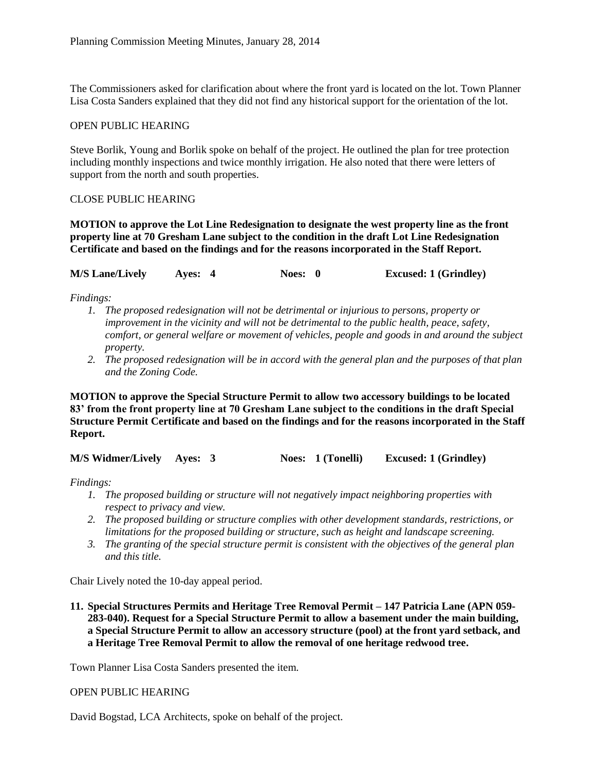The Commissioners asked for clarification about where the front yard is located on the lot. Town Planner Lisa Costa Sanders explained that they did not find any historical support for the orientation of the lot.

OPEN PUBLIC HEARING

Steve Borlik, Young and Borlik spoke on behalf of the project. He outlined the plan for tree protection including monthly inspections and twice monthly irrigation. He also noted that there were letters of support from the north and south properties.

CLOSE PUBLIC HEARING

**MOTION to approve the Lot Line Redesignation to designate the west property line as the front property line at 70 Gresham Lane subject to the condition in the draft Lot Line Redesignation Certificate and based on the findings and for the reasons incorporated in the Staff Report.**

**M/S Lane/Lively Ayes: 4 Noes: 0 Excused: 1 (Grindley)**

*Findings:*

1. *The proposed redesignation will not be detrimental or injurious to persons, property or improvement in the vicinity and will not be detrimental to the public health, peace, safety, comfort, or general welfare or movement of vehicles, people and goods in and around the subject property.*
2. *The proposed redesignation will be in accord with the general plan and the purposes of that plan and the Zoning Code.*

**MOTION to approve the Special Structure Permit to allow two accessory buildings to be located 83' from the front property line at 70 Gresham Lane subject to the conditions in the draft Special Structure Permit Certificate and based on the findings and for the reasons incorporated in the Staff Report.**

**M/S Widmer/Lively Ayes: 3 Noes: 1 (Tonelli) Excused: 1 (Grindley)**

*Findings:*

1. *The proposed building or structure will not negatively impact neighboring properties with respect to privacy and view.*
2. *The proposed building or structure complies with other development standards, restrictions, or limitations for the proposed building or structure, such as height and landscape screening.*
3. *The granting of the special structure permit is consistent with the objectives of the general plan and this title.*

Chair Lively noted the 10-day appeal period.

**11. Special Structures Permits and Heritage Tree Removal Permit – 147 Patricia Lane (APN 059-283-040). Request for a Special Structure Permit to allow a basement under the main building, a Special Structure Permit to allow an accessory structure (pool) at the front yard setback, and a Heritage Tree Removal Permit to allow the removal of one heritage redwood tree.**

Town Planner Lisa Costa Sanders presented the item.

OPEN PUBLIC HEARING

David Bogstad, LCA Architects, spoke on behalf of the project.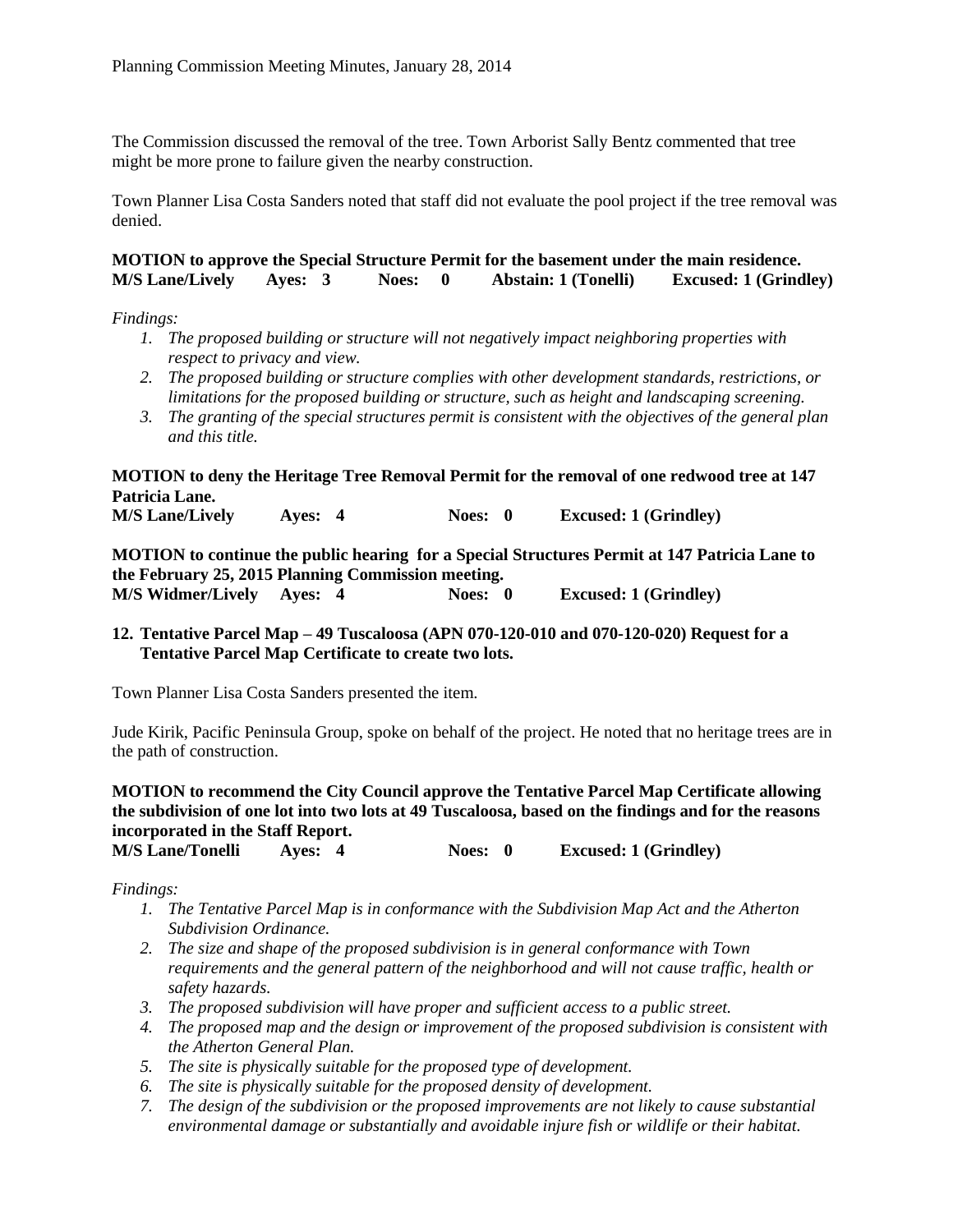The Commission discussed the removal of the tree. Town Arborist Sally Bentz commented that tree might be more prone to failure given the nearby construction.

Town Planner Lisa Costa Sanders noted that staff did not evaluate the pool project if the tree removal was denied.

**MOTION to approve the Special Structure Permit for the basement under the main residence.**
**M/S Lane/Lively Ayes: 3 Noes: 0 Abstain: 1 (Tonelli) Excused: 1 (Grindley)**

*Findings:*

1. *The proposed building or structure will not negatively impact neighboring properties with respect to privacy and view.*
2. *The proposed building or structure complies with other development standards, restrictions, or limitations for the proposed building or structure, such as height and landscaping screening.*
3. *The granting of the special structures permit is consistent with the objectives of the general plan and this title.*

**MOTION to deny the Heritage Tree Removal Permit for the removal of one redwood tree at 147 Patricia Lane.**
**M/S Lane/Lively Ayes: 4 Noes: 0 Excused: 1 (Grindley)**

**MOTION to continue the public hearing for a Special Structures Permit at 147 Patricia Lane to the February 25, 2015 Planning Commission meeting.**
**M/S Widmer/Lively Ayes: 4 Noes: 0 Excused: 1 (Grindley)**

**12. Tentative Parcel Map – 49 Tuscaloosa (APN 070-120-010 and 070-120-020) Request for a Tentative Parcel Map Certificate to create two lots.**

Town Planner Lisa Costa Sanders presented the item.

Jude Kirik, Pacific Peninsula Group, spoke on behalf of the project. He noted that no heritage trees are in the path of construction.

**MOTION to recommend the City Council approve the Tentative Parcel Map Certificate allowing the subdivision of one lot into two lots at 49 Tuscaloosa, based on the findings and for the reasons incorporated in the Staff Report.**
**M/S Lane/Tonelli Ayes: 4 Noes: 0 Excused: 1 (Grindley)**

*Findings:*

1. *The Tentative Parcel Map is in conformance with the Subdivision Map Act and the Atherton Subdivision Ordinance.*
2. *The size and shape of the proposed subdivision is in general conformance with Town requirements and the general pattern of the neighborhood and will not cause traffic, health or safety hazards.*
3. *The proposed subdivision will have proper and sufficient access to a public street.*
4. *The proposed map and the design or improvement of the proposed subdivision is consistent with the Atherton General Plan.*
5. *The site is physically suitable for the proposed type of development.*
6. *The site is physically suitable for the proposed density of development.*
7. *The design of the subdivision or the proposed improvements are not likely to cause substantial environmental damage or substantially and avoidable injure fish or wildlife or their habitat.*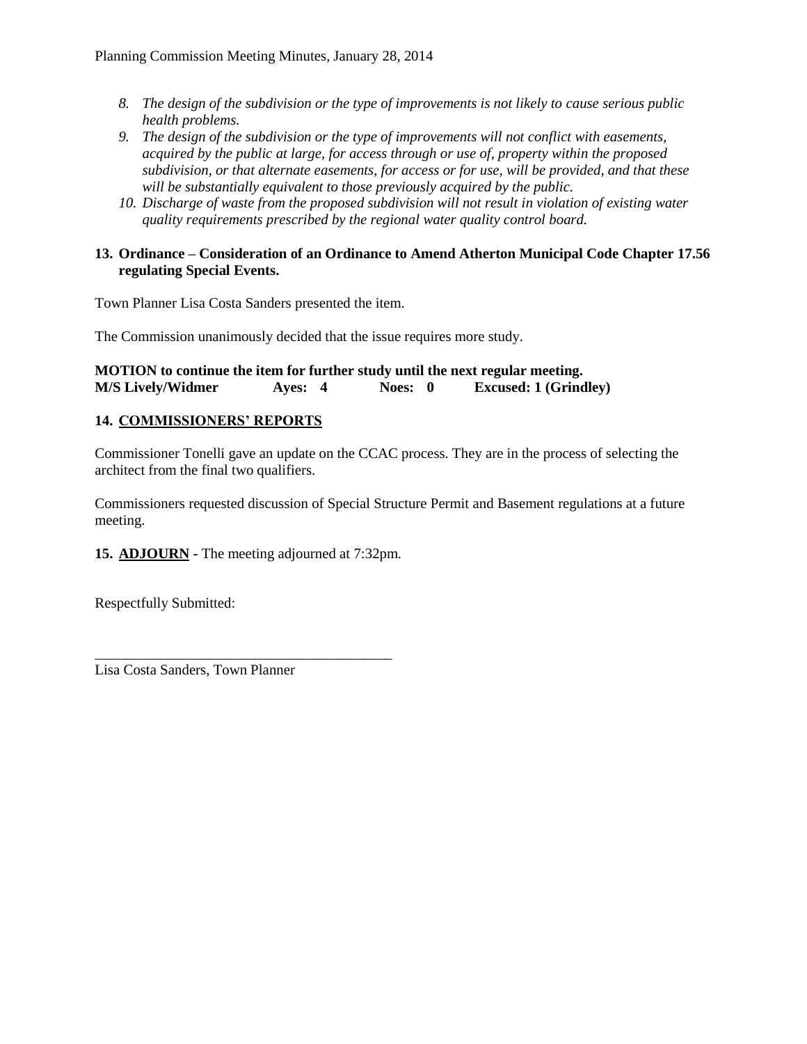8. *The design of the subdivision or the type of improvements is not likely to cause serious public health problems.*
9. *The design of the subdivision or the type of improvements will not conflict with easements, acquired by the public at large, for access through or use of, property within the proposed subdivision, or that alternate easements, for access or for use, will be provided, and that these will be substantially equivalent to those previously acquired by the public.*
10. *Discharge of waste from the proposed subdivision will not result in violation of existing water quality requirements prescribed by the regional water quality control board.*

**13. Ordinance – Consideration of an Ordinance to Amend Atherton Municipal Code Chapter 17.56 regulating Special Events.**

Town Planner Lisa Costa Sanders presented the item.

The Commission unanimously decided that the issue requires more study.

**MOTION to continue the item for further study until the next regular meeting.**
**M/S Lively/Widmer Ayes: 4 Noes: 0 Excused: 1 (Grindley)**

**14. COMMISSIONERS' REPORTS**

Commissioner Tonelli gave an update on the CCAC process. They are in the process of selecting the architect from the final two qualifiers.

Commissioners requested discussion of Special Structure Permit and Basement regulations at a future meeting.

**15. ADJOURN** - The meeting adjourned at 7:32pm.

Respectfully Submitted:

\_\_\_\_\_\_\_\_\_\_\_\_\_\_\_\_\_\_\_\_\_\_\_\_\_\_\_\_\_\_\_\_\_\_\_\_\_\_\_\_\_\_

Lisa Costa Sanders, Town Planner